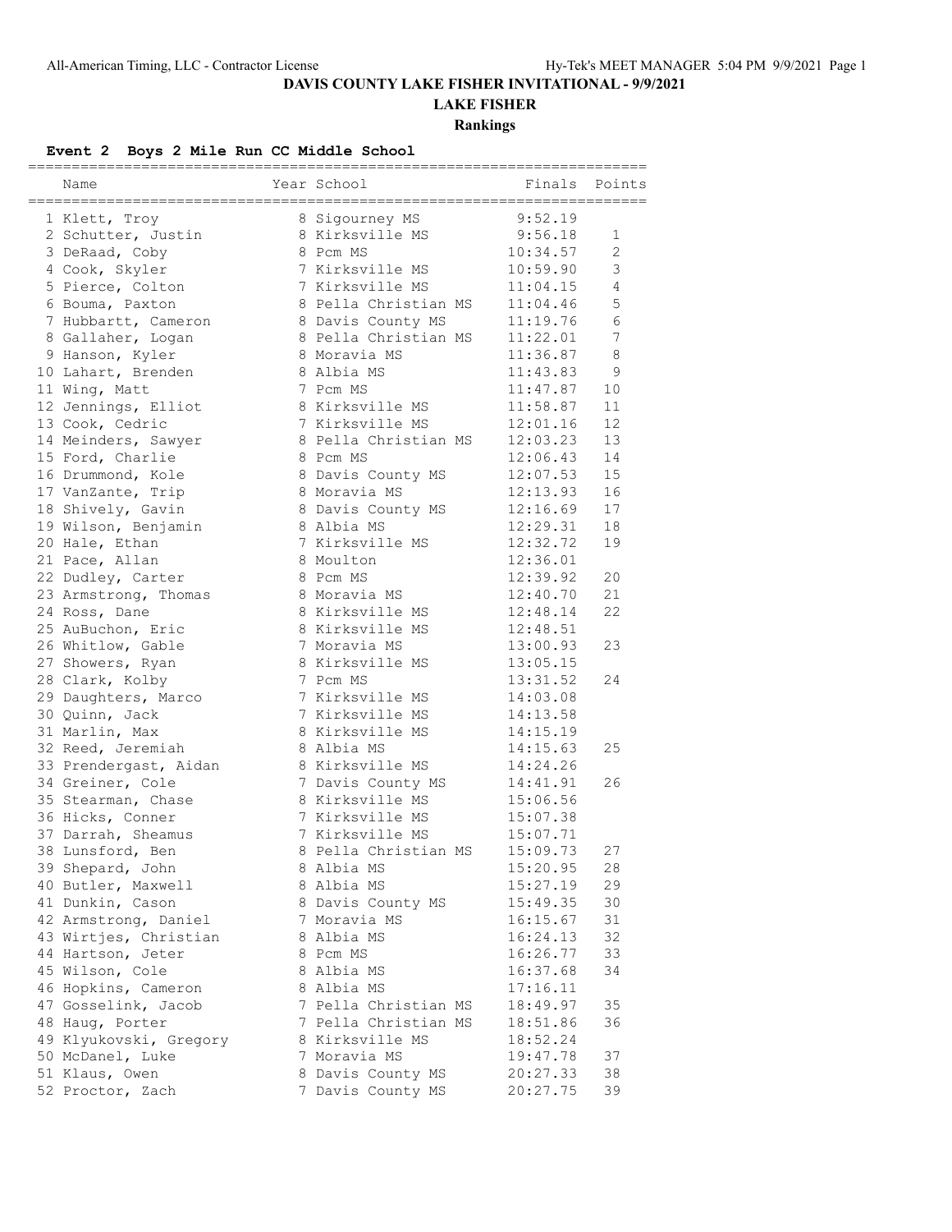# DAVIS COUNTY LAKE FISHER INVITATIONAL - 9/9/2021

## LAKE FISHER

### Rankings

**Event 2 Boys 2 Mile Run CC Middle School**

| Place | Name | Year | School | Finals | Points |
|---|---|---|---|---|---|
| 1 | Klett, Troy | 8 | Sigourney MS | 9:52.19 | |
| 2 | Schutter, Justin | 8 | Kirksville MS | 9:56.18 | 1 |
| 3 | DeRaad, Coby | 8 | Pcm MS | 10:34.57 | 2 |
| 4 | Cook, Skyler | 7 | Kirksville MS | 10:59.90 | 3 |
| 5 | Pierce, Colton | 7 | Kirksville MS | 11:04.15 | 4 |
| 6 | Bouma, Paxton | 8 | Pella Christian MS | 11:04.46 | 5 |
| 7 | Hubbartt, Cameron | 8 | Davis County MS | 11:19.76 | 6 |
| 8 | Gallaher, Logan | 8 | Pella Christian MS | 11:22.01 | 7 |
| 9 | Hanson, Kyler | 8 | Moravia MS | 11:36.87 | 8 |
| 10 | Lahart, Brenden | 8 | Albia MS | 11:43.83 | 9 |
| 11 | Wing, Matt | 7 | Pcm MS | 11:47.87 | 10 |
| 12 | Jennings, Elliot | 8 | Kirksville MS | 11:58.87 | 11 |
| 13 | Cook, Cedric | 7 | Kirksville MS | 12:01.16 | 12 |
| 14 | Meinders, Sawyer | 8 | Pella Christian MS | 12:03.23 | 13 |
| 15 | Ford, Charlie | 8 | Pcm MS | 12:06.43 | 14 |
| 16 | Drummond, Kole | 8 | Davis County MS | 12:07.53 | 15 |
| 17 | VanZante, Trip | 8 | Moravia MS | 12:13.93 | 16 |
| 18 | Shively, Gavin | 8 | Davis County MS | 12:16.69 | 17 |
| 19 | Wilson, Benjamin | 8 | Albia MS | 12:29.31 | 18 |
| 20 | Hale, Ethan | 7 | Kirksville MS | 12:32.72 | 19 |
| 21 | Pace, Allan | 8 | Moulton | 12:36.01 | |
| 22 | Dudley, Carter | 8 | Pcm MS | 12:39.92 | 20 |
| 23 | Armstrong, Thomas | 8 | Moravia MS | 12:40.70 | 21 |
| 24 | Ross, Dane | 8 | Kirksville MS | 12:48.14 | 22 |
| 25 | AuBuchon, Eric | 8 | Kirksville MS | 12:48.51 | |
| 26 | Whitlow, Gable | 7 | Moravia MS | 13:00.93 | 23 |
| 27 | Showers, Ryan | 8 | Kirksville MS | 13:05.15 | |
| 28 | Clark, Kolby | 7 | Pcm MS | 13:31.52 | 24 |
| 29 | Daughters, Marco | 7 | Kirksville MS | 14:03.08 | |
| 30 | Quinn, Jack | 7 | Kirksville MS | 14:13.58 | |
| 31 | Marlin, Max | 8 | Kirksville MS | 14:15.19 | |
| 32 | Reed, Jeremiah | 8 | Albia MS | 14:15.63 | 25 |
| 33 | Prendergast, Aidan | 8 | Kirksville MS | 14:24.26 | |
| 34 | Greiner, Cole | 7 | Davis County MS | 14:41.91 | 26 |
| 35 | Stearman, Chase | 8 | Kirksville MS | 15:06.56 | |
| 36 | Hicks, Conner | 7 | Kirksville MS | 15:07.38 | |
| 37 | Darrah, Sheamus | 7 | Kirksville MS | 15:07.71 | |
| 38 | Lunsford, Ben | 8 | Pella Christian MS | 15:09.73 | 27 |
| 39 | Shepard, John | 8 | Albia MS | 15:20.95 | 28 |
| 40 | Butler, Maxwell | 8 | Albia MS | 15:27.19 | 29 |
| 41 | Dunkin, Cason | 8 | Davis County MS | 15:49.35 | 30 |
| 42 | Armstrong, Daniel | 7 | Moravia MS | 16:15.67 | 31 |
| 43 | Wirtjes, Christian | 8 | Albia MS | 16:24.13 | 32 |
| 44 | Hartson, Jeter | 8 | Pcm MS | 16:26.77 | 33 |
| 45 | Wilson, Cole | 8 | Albia MS | 16:37.68 | 34 |
| 46 | Hopkins, Cameron | 8 | Albia MS | 17:16.11 | |
| 47 | Gosselink, Jacob | 7 | Pella Christian MS | 18:49.97 | 35 |
| 48 | Haug, Porter | 7 | Pella Christian MS | 18:51.86 | 36 |
| 49 | Klyukovski, Gregory | 8 | Kirksville MS | 18:52.24 | |
| 50 | McDanel, Luke | 7 | Moravia MS | 19:47.78 | 37 |
| 51 | Klaus, Owen | 8 | Davis County MS | 20:27.33 | 38 |
| 52 | Proctor, Zach | 7 | Davis County MS | 20:27.75 | 39 |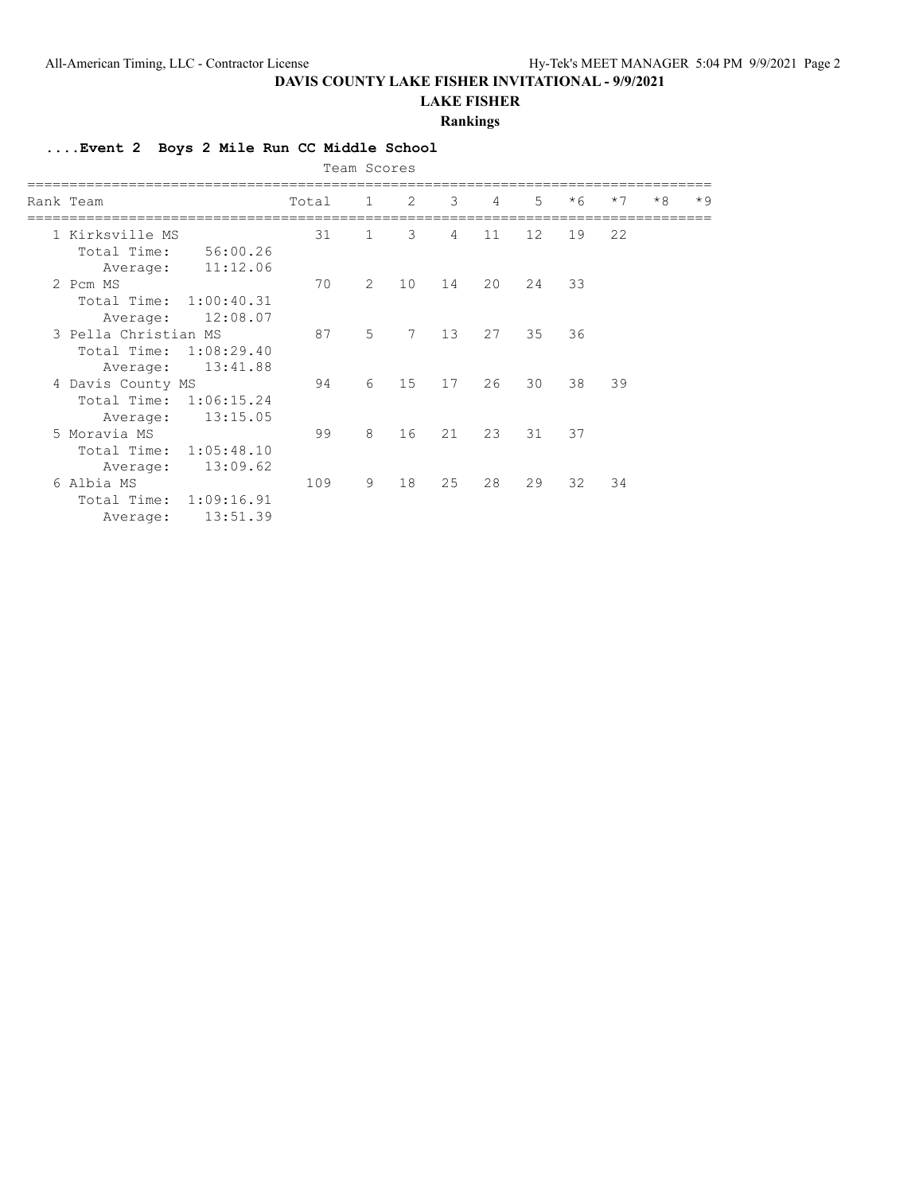## DAVIS COUNTY LAKE FISHER INVITATIONAL - 9/9/2021

### LAKE FISHER

### Rankings

**....Event 2 Boys 2 Mile Run CC Middle School**

Team Scores

| Rank | Team | Total | 1 | 2 | 3 | 4 | 5 | *6 | *7 | *8 | *9 |
|---|---|---|---|---|---|---|---|---|---|---|---|
| 1 | Kirksville MS | 31 | 1 | 3 | 4 | 11 | 12 | 19 | 22 | | |
| | Total Time: 56:00.26 | | | | | | | | | | |
| | Average: 11:12.06 | | | | | | | | | | |
| 2 | Pcm MS | 70 | 2 | 10 | 14 | 20 | 24 | 33 | | | |
| | Total Time: 1:00:40.31 | | | | | | | | | | |
| | Average: 12:08.07 | | | | | | | | | | |
| 3 | Pella Christian MS | 87 | 5 | 7 | 13 | 27 | 35 | 36 | | | |
| | Total Time: 1:08:29.40 | | | | | | | | | | |
| | Average: 13:41.88 | | | | | | | | | | |
| 4 | Davis County MS | 94 | 6 | 15 | 17 | 26 | 30 | 38 | 39 | | |
| | Total Time: 1:06:15.24 | | | | | | | | | | |
| | Average: 13:15.05 | | | | | | | | | | |
| 5 | Moravia MS | 99 | 8 | 16 | 21 | 23 | 31 | 37 | | | |
| | Total Time: 1:05:48.10 | | | | | | | | | | |
| | Average: 13:09.62 | | | | | | | | | | |
| 6 | Albia MS | 109 | 9 | 18 | 25 | 28 | 29 | 32 | 34 | | |
| | Total Time: 1:09:16.91 | | | | | | | | | | |
| | Average: 13:51.39 | | | | | | | | | | |